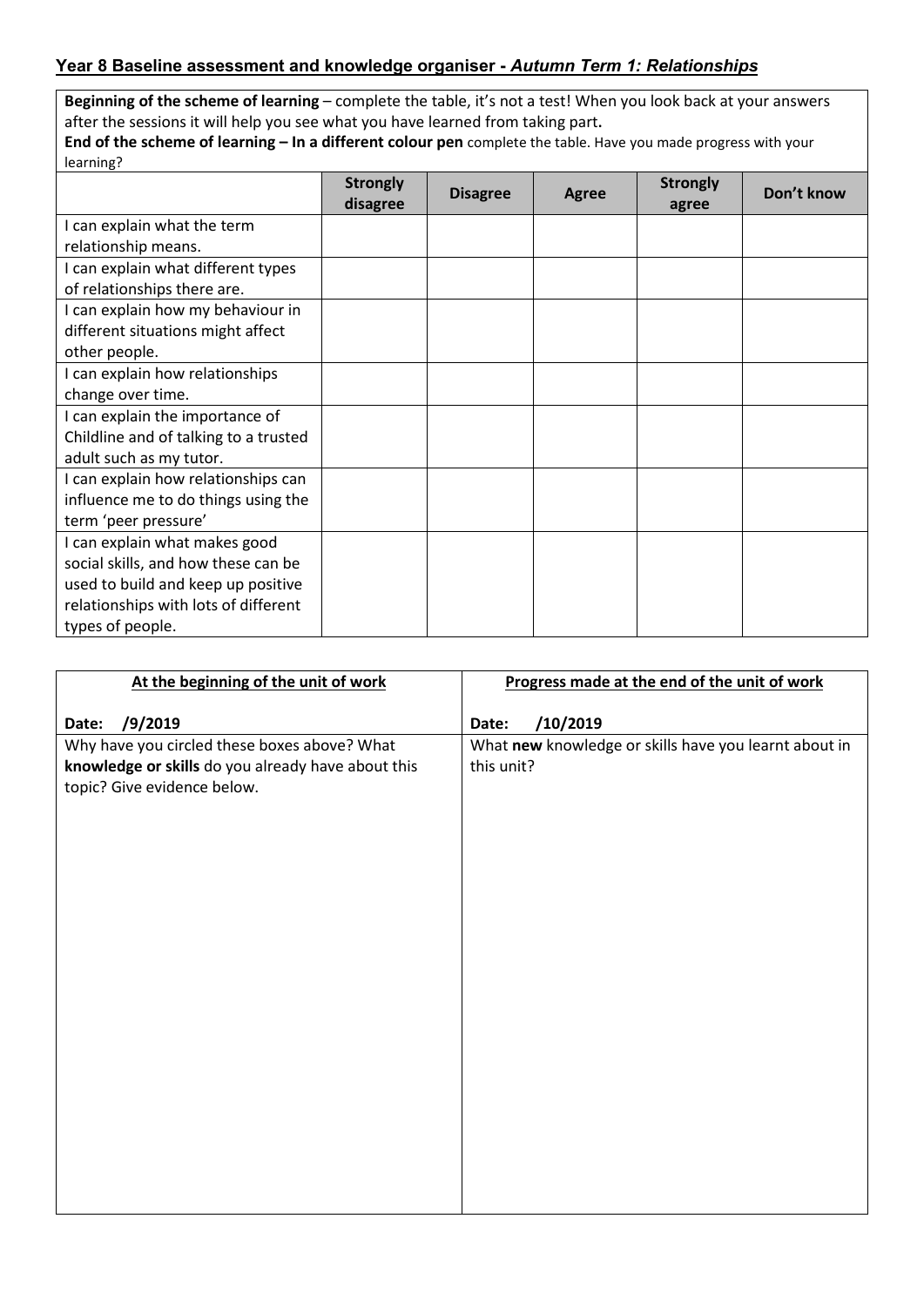## Year 8 Baseline assessment and knowledge organiser - *Autumn Term 1: Relationships*

**Beginning of the scheme of learning** – complete the table, it's not a test! When you look back at your answers after the sessions it will help you see what you have learned from taking part**.**

**End of the scheme of learning – In a different colour pen** complete the table. Have you made progress with your learning?

| | Strongly disagree | Disagree | Agree | Strongly agree | Don't know |
|---|---|---|---|---|---|
| I can explain what the term relationship means. | | | | | |
| I can explain what different types of relationships there are. | | | | | |
| I can explain how my behaviour in different situations might affect other people. | | | | | |
| I can explain how relationships change over time. | | | | | |
| I can explain the importance of Childline and of talking to a trusted adult such as my tutor. | | | | | |
| I can explain how relationships can influence me to do things using the term 'peer pressure' | | | | | |
| I can explain what makes good social skills, and how these can be used to build and keep up positive relationships with lots of different types of people. | | | | | |

| <u>At the beginning of the unit of work</u><br><br>**Date: /9/2019** | <u>Progress made at the end of the unit of work</u><br><br>**Date: /10/2019** |
|---|---|
| Why have you circled these boxes above? What **knowledge or skills** do you already have about this topic? Give evidence below. | What **new** knowledge or skills have you learnt about in this unit? |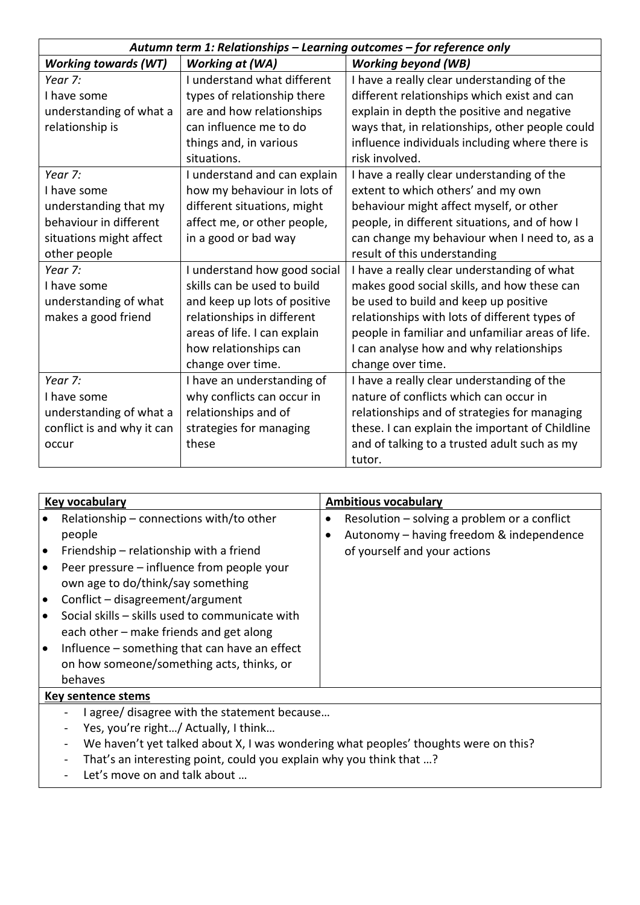| *Autumn term 1: Relationships – Learning outcomes – for reference only* | | |
|---|---|---|
| ***Working towards (WT)*** | ***Working at (WA)*** | ***Working beyond (WB)*** |
| *Year 7:* I have some understanding of what a relationship is | I understand what different types of relationship there are and how relationships can influence me to do things and, in various situations. | I have a really clear understanding of the different relationships which exist and can explain in depth the positive and negative ways that, in relationships, other people could influence individuals including where there is risk involved. |
| *Year 7:* I have some understanding that my behaviour in different situations might affect other people | I understand and can explain how my behaviour in lots of different situations, might affect me, or other people, in a good or bad way | I have a really clear understanding of the extent to which others' and my own behaviour might affect myself, or other people, in different situations, and of how I can change my behaviour when I need to, as a result of this understanding |
| *Year 7:* I have some understanding of what makes a good friend | I understand how good social skills can be used to build and keep up lots of positive relationships in different areas of life. I can explain how relationships can change over time. | I have a really clear understanding of what makes good social skills, and how these can be used to build and keep up positive relationships with lots of different types of people in familiar and unfamiliar areas of life. I can analyse how and why relationships change over time. |
| *Year 7:* I have some understanding of what a conflict is and why it can occur | I have an understanding of why conflicts can occur in relationships and of strategies for managing these | I have a really clear understanding of the nature of conflicts which can occur in relationships and of strategies for managing these. I can explain the important of Childline and of talking to a trusted adult such as my tutor. |

| **Key vocabulary** | **Ambitious vocabulary** |
|---|---|
| • Relationship – connections with/to other people<br>• Friendship – relationship with a friend<br>• Peer pressure – influence from people your own age to do/think/say something<br>• Conflict – disagreement/argument<br>• Social skills – skills used to communicate with each other – make friends and get along<br>• Influence – something that can have an effect on how someone/something acts, thinks, or behaves | • Resolution – solving a problem or a conflict<br>• Autonomy – having freedom & independence of yourself and your actions |

**Key sentence stems**

- I agree/ disagree with the statement because…
- Yes, you're right…/ Actually, I think…
- We haven't yet talked about X, I was wondering what peoples' thoughts were on this?
- That's an interesting point, could you explain why you think that …?
- Let's move on and talk about …